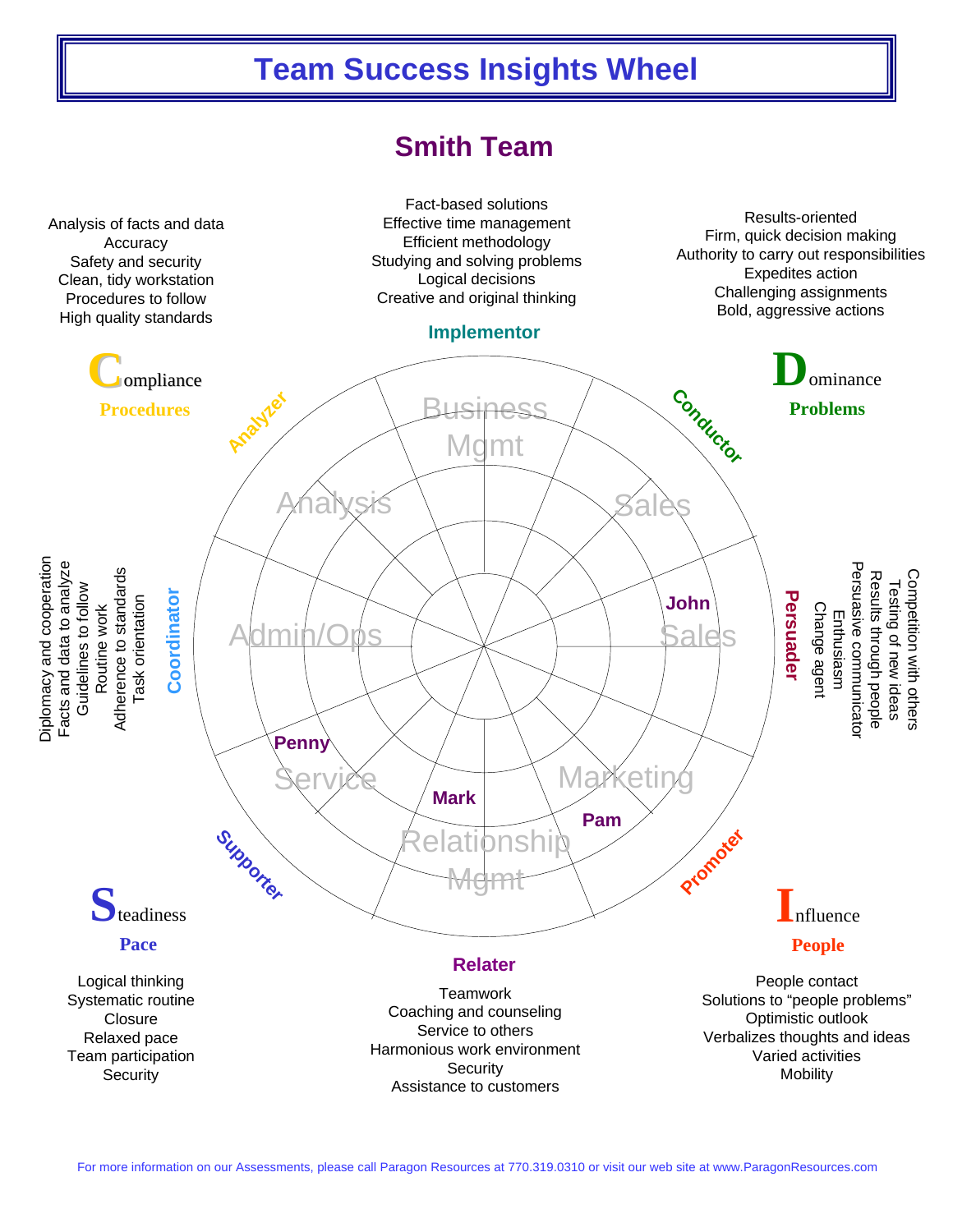# Team Success Insights Wheel

## Smith Team

**Compliance** — Procedures

Analysis of facts and data
Accuracy
Safety and security
Clean, tidy workstation
Procedures to follow
High quality standards

**Implementor**

Fact-based solutions
Effective time management
Efficient methodology
Studying and solving problems
Logical decisions
Creative and original thinking

**Dominance** — Problems

Results-oriented
Firm, quick decision making
Authority to carry out responsibilities
Expedites action
Challenging assignments
Bold, aggressive actions

**Coordinator**

Diplomacy and cooperation
Facts and data to analyze
Guidelines to follow
Routine work
Adherence to standards
Task orientation

**Persuader**

Competition with others
Testing of new ideas
Results through people
Persuasive communicator
Enthusiasm
Change agent

Wheel segments: Analyzer, Implementor, Conductor, Persuader, Promoter, Relater, Supporter, Coordinator

Wheel areas: Business Mgmt, Sales, Sales, Marketing, Relationship Mgmt, Service, Admin/Ops, Analysis

Team members: John (Sales), Pam (Marketing), Mark (Relationship Mgmt), Penny (Service)

**Steadiness** — Pace

Logical thinking
Systematic routine
Closure
Relaxed pace
Team participation
Security

**Relater**

Teamwork
Coaching and counseling
Service to others
Harmonious work environment
Security
Assistance to customers

**Influence** — People

People contact
Solutions to "people problems"
Optimistic outlook
Verbalizes thoughts and ideas
Varied activities
Mobility

For more information on our Assessments, please call Paragon Resources at 770.319.0310 or visit our web site at www.ParagonResources.com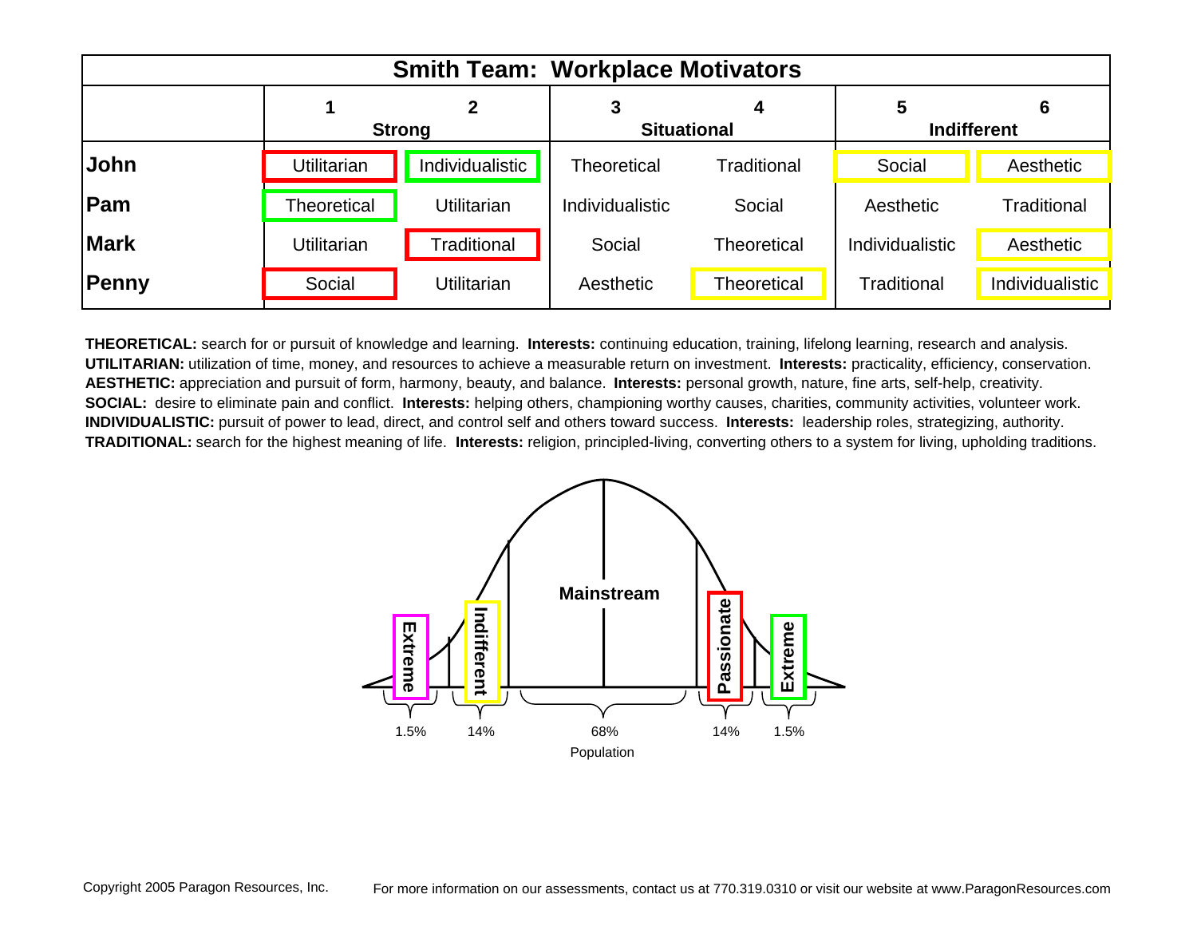# Smith Team: Workplace Motivators

| | 1 | 2 | 3 | 4 | 5 | 6 |
|---|---|---|---|---|---|---|
| | Strong | | Situational | | Indifferent | |
| **John** | Utilitarian | Individualistic | Theoretical | Traditional | Social | Aesthetic |
| **Pam** | Theoretical | Utilitarian | Individualistic | Social | Aesthetic | Traditional |
| **Mark** | Utilitarian | Traditional | Social | Theoretical | Individualistic | Aesthetic |
| **Penny** | Social | Utilitarian | Aesthetic | Theoretical | Traditional | Individualistic |

**THEORETICAL:** search for or pursuit of knowledge and learning. **Interests:** continuing education, training, lifelong learning, research and analysis.
**UTILITARIAN:** utilization of time, money, and resources to achieve a measurable return on investment. **Interests:** practicality, efficiency, conservation.
**AESTHETIC:** appreciation and pursuit of form, harmony, beauty, and balance. **Interests:** personal growth, nature, fine arts, self-help, creativity.
**SOCIAL:** desire to eliminate pain and conflict. **Interests:** helping others, championing worthy causes, charities, community activities, volunteer work.
**INDIVIDUALISTIC:** pursuit of power to lead, direct, and control self and others toward success. **Interests:** leadership roles, strategizing, authority.
**TRADITIONAL:** search for the highest meaning of life. **Interests:** religion, principled-living, converting others to a system for living, upholding traditions.

Extreme
Indifferent
Mainstream
Passionate
Extreme

1.5%
14%
68%
14%
1.5%

Population

Copyright 2005 Paragon Resources, Inc.

For more information on our assessments, contact us at 770.319.0310 or visit our website at www.ParagonResources.com